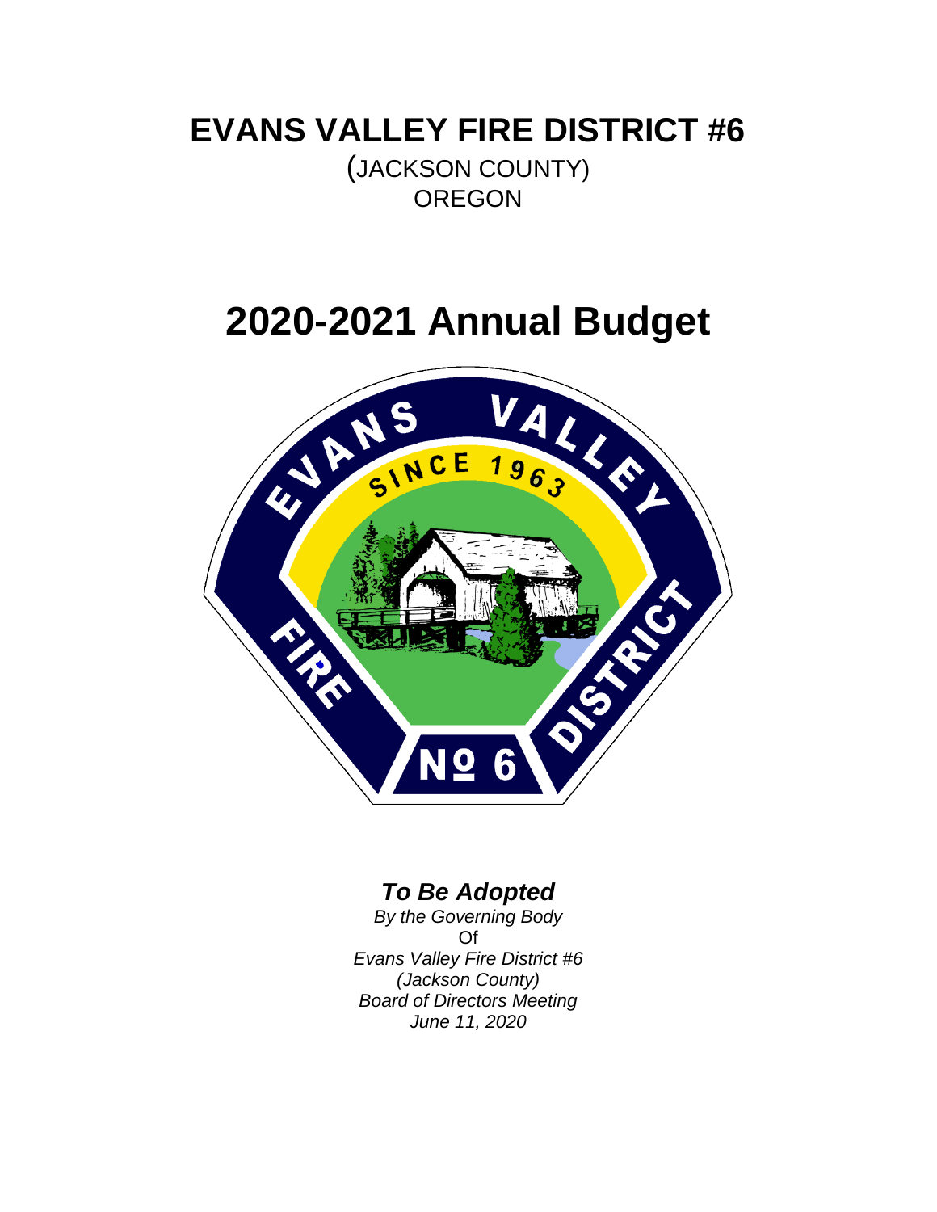# EVANS VALLEY FIRE DISTRICT #6

(JACKSON COUNTY)
OREGON

# 2020-2021 Annual Budget

***To Be Adopted***

*By the Governing Body*
Of
*Evans Valley Fire District #6*
*(Jackson County)*
*Board of Directors Meeting*
*June 11, 2020*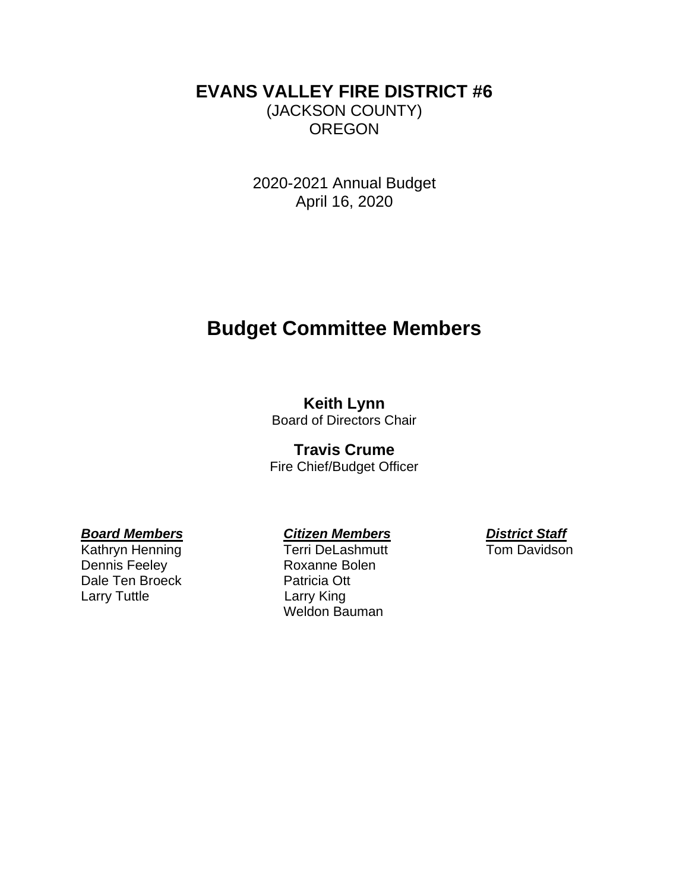# EVANS VALLEY FIRE DISTRICT #6

(JACKSON COUNTY)
OREGON

2020-2021 Annual Budget
April 16, 2020

## Budget Committee Members

**Keith Lynn**
Board of Directors Chair

**Travis Crume**
Fire Chief/Budget Officer

| ***Board Members*** | ***Citizen Members*** | ***District Staff*** |
|---|---|---|
| Kathryn Henning | Terri DeLashmutt | Tom Davidson |
| Dennis Feeley | Roxanne Bolen | |
| Dale Ten Broeck | Patricia Ott | |
| Larry Tuttle | Larry King | |
| | Weldon Bauman | |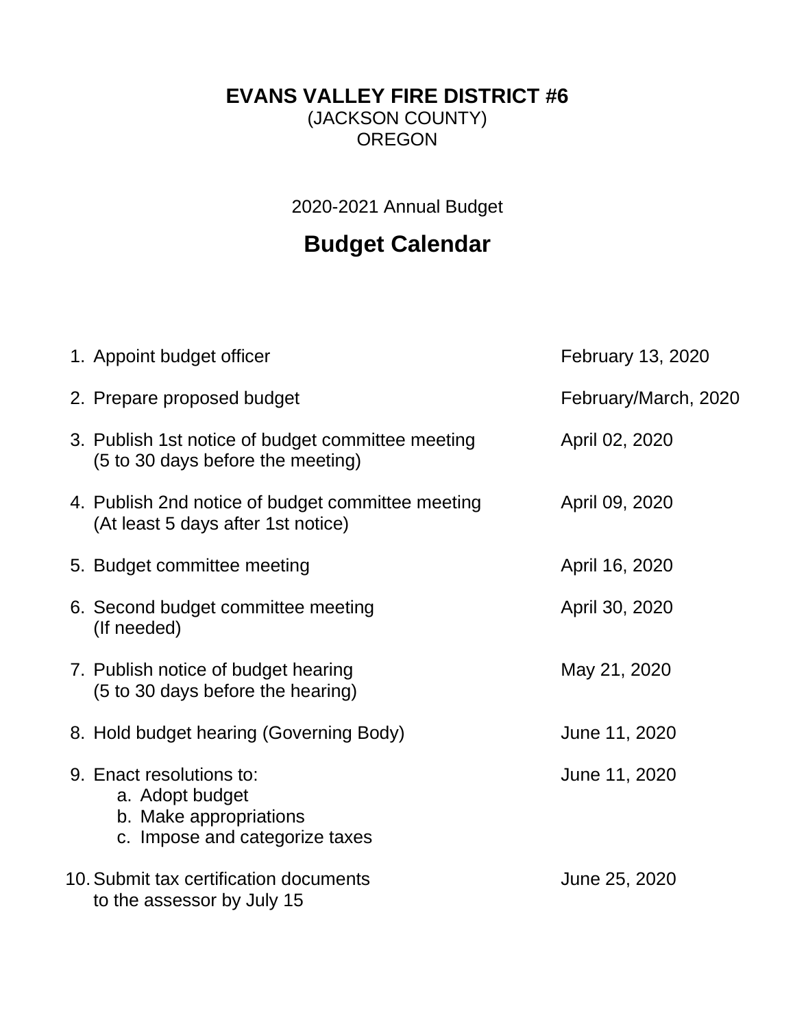**EVANS VALLEY FIRE DISTRICT #6**
(JACKSON COUNTY)
OREGON

2020-2021 Annual Budget

# Budget Calendar

| | | |
|---|---|---|
| 1. | Appoint budget officer | February 13, 2020 |
| 2. | Prepare proposed budget | February/March, 2020 |
| 3. | Publish 1st notice of budget committee meeting (5 to 30 days before the meeting) | April 02, 2020 |
| 4. | Publish 2nd notice of budget committee meeting (At least 5 days after 1st notice) | April 09, 2020 |
| 5. | Budget committee meeting | April 16, 2020 |
| 6. | Second budget committee meeting (If needed) | April 30, 2020 |
| 7. | Publish notice of budget hearing (5 to 30 days before the hearing) | May 21, 2020 |
| 8. | Hold budget hearing (Governing Body) | June 11, 2020 |
| 9. | Enact resolutions to: a. Adopt budget b. Make appropriations c. Impose and categorize taxes | June 11, 2020 |
| 10. | Submit tax certification documents to the assessor by July 15 | June 25, 2020 |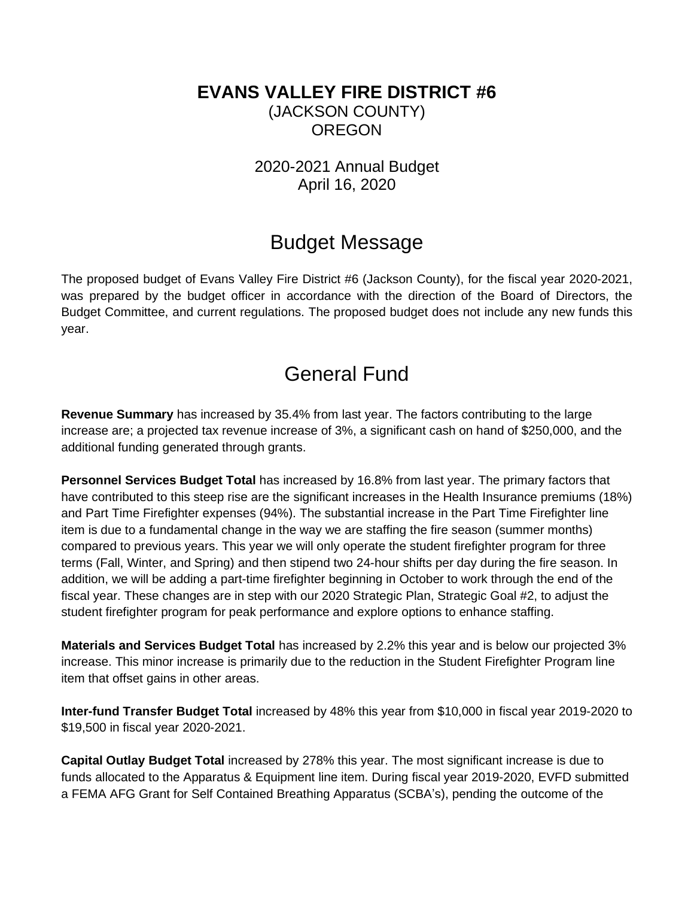# EVANS VALLEY FIRE DISTRICT #6

(JACKSON COUNTY)
OREGON

2020-2021 Annual Budget
April 16, 2020

## Budget Message

The proposed budget of Evans Valley Fire District #6 (Jackson County), for the fiscal year 2020-2021, was prepared by the budget officer in accordance with the direction of the Board of Directors, the Budget Committee, and current regulations. The proposed budget does not include any new funds this year.

## General Fund

**Revenue Summary** has increased by 35.4% from last year. The factors contributing to the large increase are; a projected tax revenue increase of 3%, a significant cash on hand of $250,000, and the additional funding generated through grants.

**Personnel Services Budget Total** has increased by 16.8% from last year. The primary factors that have contributed to this steep rise are the significant increases in the Health Insurance premiums (18%) and Part Time Firefighter expenses (94%). The substantial increase in the Part Time Firefighter line item is due to a fundamental change in the way we are staffing the fire season (summer months) compared to previous years. This year we will only operate the student firefighter program for three terms (Fall, Winter, and Spring) and then stipend two 24-hour shifts per day during the fire season. In addition, we will be adding a part-time firefighter beginning in October to work through the end of the fiscal year. These changes are in step with our 2020 Strategic Plan, Strategic Goal #2, to adjust the student firefighter program for peak performance and explore options to enhance staffing.

**Materials and Services Budget Total** has increased by 2.2% this year and is below our projected 3% increase. This minor increase is primarily due to the reduction in the Student Firefighter Program line item that offset gains in other areas.

**Inter-fund Transfer Budget Total** increased by 48% this year from $10,000 in fiscal year 2019-2020 to $19,500 in fiscal year 2020-2021.

**Capital Outlay Budget Total** increased by 278% this year. The most significant increase is due to funds allocated to the Apparatus & Equipment line item. During fiscal year 2019-2020, EVFD submitted a FEMA AFG Grant for Self Contained Breathing Apparatus (SCBA's), pending the outcome of the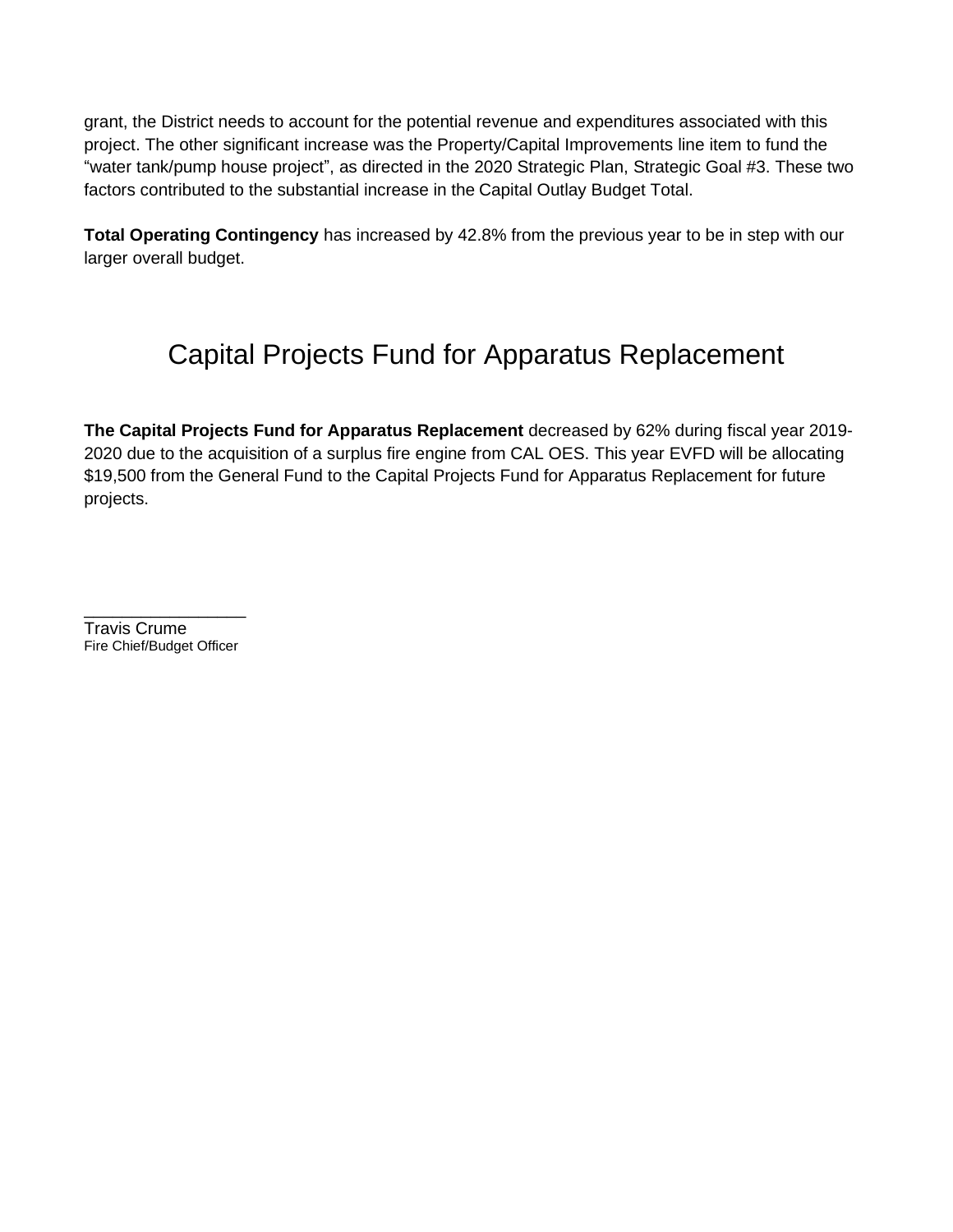grant, the District needs to account for the potential revenue and expenditures associated with this project. The other significant increase was the Property/Capital Improvements line item to fund the "water tank/pump house project", as directed in the 2020 Strategic Plan, Strategic Goal #3. These two factors contributed to the substantial increase in the Capital Outlay Budget Total.

**Total Operating Contingency** has increased by 42.8% from the previous year to be in step with our larger overall budget.

# Capital Projects Fund for Apparatus Replacement

**The Capital Projects Fund for Apparatus Replacement** decreased by 62% during fiscal year 2019-2020 due to the acquisition of a surplus fire engine from CAL OES. This year EVFD will be allocating $19,500 from the General Fund to the Capital Projects Fund for Apparatus Replacement for future projects.

_________________

Travis Crume
Fire Chief/Budget Officer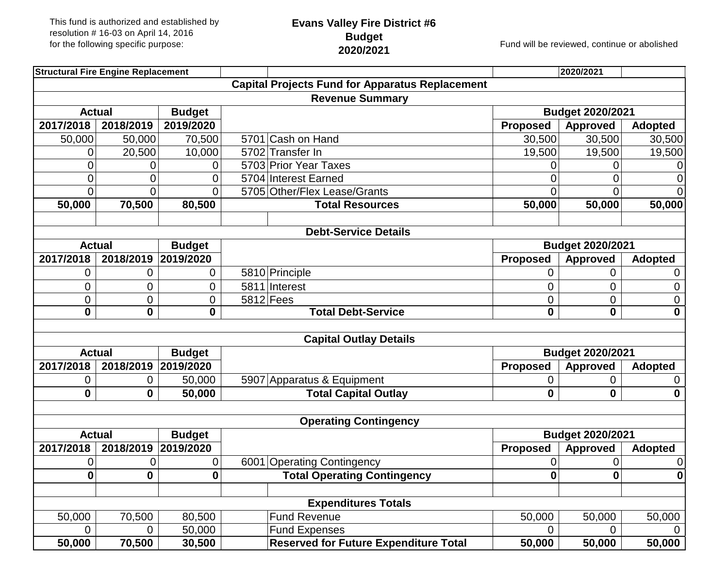This fund is authorized and established by resolution # 16-03 on April 14, 2016 for the following specific purpose:

# Evans Valley Fire District #6
## Budget
## 2020/2021

Fund will be reviewed, continue or abolished

| **Structural Fire Engine Replacement** | | | | | | **2020/2021** | |
|---|---|---|---|---|---|---|---|
| **Capital Projects Fund for Apparatus Replacement** | | | | | | | |
| **Revenue Summary** | | | | | | | |
| **Actual** | | **Budget** | | | **Budget 2020/2021** | | |
| **2017/2018** | **2018/2019** | **2019/2020** | | | **Proposed** | **Approved** | **Adopted** |
| 50,000 | 50,000 | 70,500 | 5701 | Cash on Hand | 30,500 | 30,500 | 30,500 |
| 0 | 20,500 | 10,000 | 5702 | Transfer In | 19,500 | 19,500 | 19,500 |
| 0 | 0 | 0 | 5703 | Prior Year Taxes | 0 | 0 | 0 |
| 0 | 0 | 0 | 5704 | Interest Earned | 0 | 0 | 0 |
| 0 | 0 | 0 | 5705 | Other/Flex Lease/Grants | 0 | 0 | 0 |
| **50,000** | **70,500** | **80,500** | | **Total Resources** | **50,000** | **50,000** | **50,000** |
| | | | | | | | |
| **Debt-Service Details** | | | | | | | |
| **Actual** | | **Budget** | | | **Budget 2020/2021** | | |
| **2017/2018** | **2018/2019** | **2019/2020** | | | **Proposed** | **Approved** | **Adopted** |
| 0 | 0 | 0 | 5810 | Principle | 0 | 0 | 0 |
| 0 | 0 | 0 | 5811 | Interest | 0 | 0 | 0 |
| 0 | 0 | 0 | 5812 | Fees | 0 | 0 | 0 |
| **0** | **0** | **0** | | **Total Debt-Service** | **0** | **0** | **0** |
| | | | | | | | |
| **Capital Outlay Details** | | | | | | | |
| **Actual** | | **Budget** | | | **Budget 2020/2021** | | |
| **2017/2018** | **2018/2019** | **2019/2020** | | | **Proposed** | **Approved** | **Adopted** |
| 0 | 0 | 50,000 | 5907 | Apparatus & Equipment | 0 | 0 | 0 |
| **0** | **0** | **50,000** | | **Total Capital Outlay** | **0** | **0** | **0** |
| | | | | | | | |
| **Operating Contingency** | | | | | | | |
| **Actual** | | **Budget** | | | **Budget 2020/2021** | | |
| **2017/2018** | **2018/2019** | **2019/2020** | | | **Proposed** | **Approved** | **Adopted** |
| 0 | 0 | 0 | 6001 | Operating Contingency | 0 | 0 | 0 |
| **0** | **0** | **0** | | **Total Operating Contingency** | **0** | **0** | **0** |
| | | | | | | | |
| **Expenditures Totals** | | | | | | | |
| 50,000 | 70,500 | 80,500 | | Fund Revenue | 50,000 | 50,000 | 50,000 |
| 0 | 0 | 50,000 | | Fund Expenses | 0 | 0 | 0 |
| **50,000** | **70,500** | **30,500** | | **Reserved for Future Expenditure Total** | **50,000** | **50,000** | **50,000** |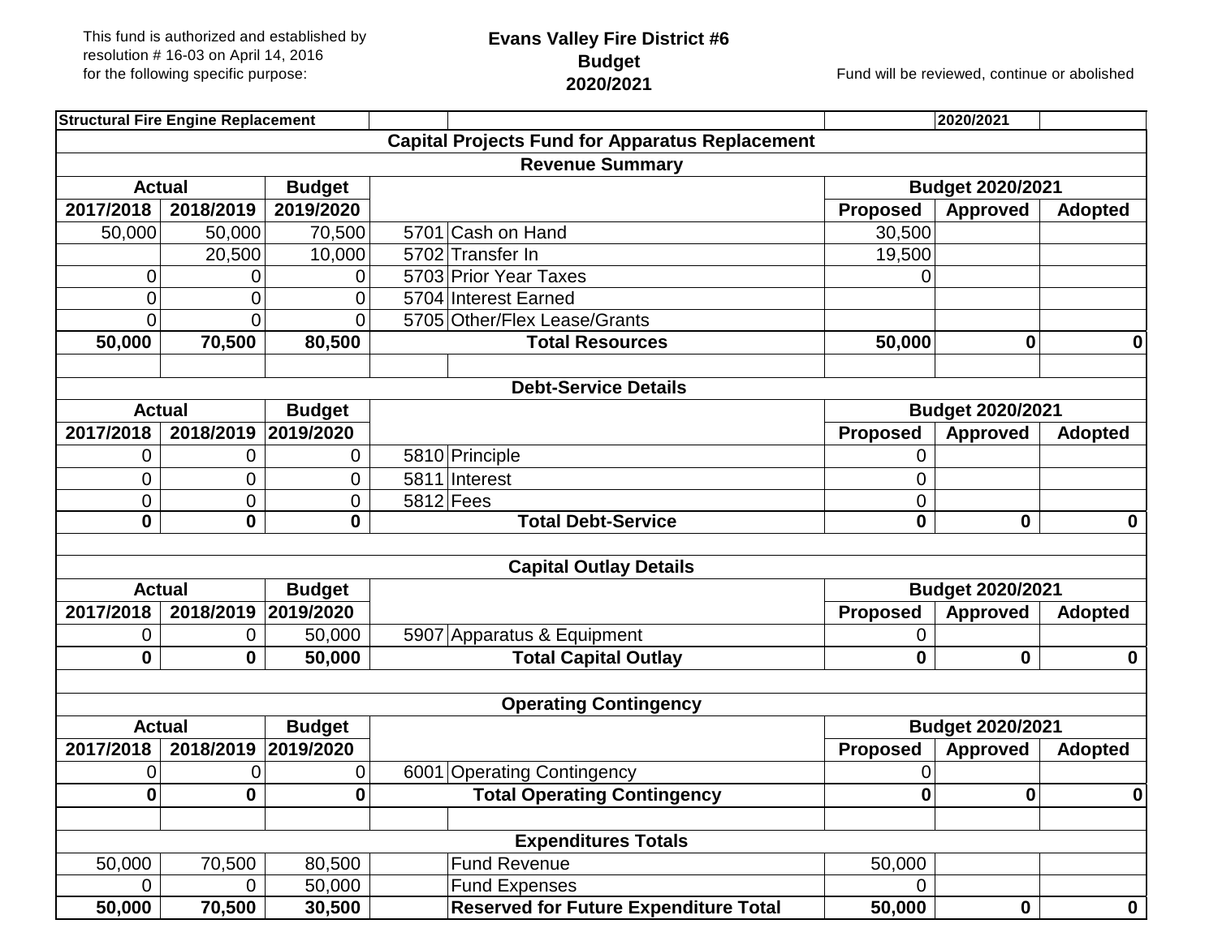This fund is authorized and established by resolution # 16-03 on April 14, 2016 for the following specific purpose:

**Evans Valley Fire District #6**
**Budget**
**2020/2021**

Fund will be reviewed, continue or abolished

| Structural Fire Engine Replacement | | | | | | 2020/2021 | |
|---|---|---|---|---|---|---|---|
| **Capital Projects Fund for Apparatus Replacement** | | | | | | | |
| **Revenue Summary** | | | | | | | |
| **Actual** | | **Budget** | | | **Budget 2020/2021** | | |
| **2017/2018** | **2018/2019** | **2019/2020** | | | **Proposed** | **Approved** | **Adopted** |
| 50,000 | 50,000 | 70,500 | 5701 | Cash on Hand | 30,500 | | |
| | 20,500 | 10,000 | 5702 | Transfer In | 19,500 | | |
| 0 | 0 | 0 | 5703 | Prior Year Taxes | 0 | | |
| 0 | 0 | 0 | 5704 | Interest Earned | | | |
| 0 | 0 | 0 | 5705 | Other/Flex Lease/Grants | | | |
| **50,000** | **70,500** | **80,500** | | **Total Resources** | **50,000** | **0** | **0** |
| | | | | | | | |
| **Debt-Service Details** | | | | | | | |
| **Actual** | | **Budget** | | | **Budget 2020/2021** | | |
| **2017/2018** | **2018/2019** | **2019/2020** | | | **Proposed** | **Approved** | **Adopted** |
| 0 | 0 | 0 | 5810 | Principle | 0 | | |
| 0 | 0 | 0 | 5811 | Interest | 0 | | |
| 0 | 0 | 0 | 5812 | Fees | 0 | | |
| **0** | **0** | **0** | | **Total Debt-Service** | **0** | **0** | **0** |
| | | | | | | | |
| **Capital Outlay Details** | | | | | | | |
| **Actual** | | **Budget** | | | **Budget 2020/2021** | | |
| **2017/2018** | **2018/2019** | **2019/2020** | | | **Proposed** | **Approved** | **Adopted** |
| 0 | 0 | 50,000 | 5907 | Apparatus & Equipment | 0 | | |
| **0** | **0** | **50,000** | | **Total Capital Outlay** | **0** | **0** | **0** |
| | | | | | | | |
| **Operating Contingency** | | | | | | | |
| **Actual** | | **Budget** | | | **Budget 2020/2021** | | |
| **2017/2018** | **2018/2019** | **2019/2020** | | | **Proposed** | **Approved** | **Adopted** |
| 0 | 0 | 0 | 6001 | Operating Contingency | 0 | | |
| **0** | **0** | **0** | | **Total Operating Contingency** | **0** | **0** | **0** |
| | | | | | | | |
| **Expenditures Totals** | | | | | | | |
| 50,000 | 70,500 | 80,500 | | Fund Revenue | 50,000 | | |
| 0 | 0 | 50,000 | | Fund Expenses | 0 | | |
| **50,000** | **70,500** | **30,500** | | **Reserved for Future Expenditure Total** | **50,000** | **0** | **0** |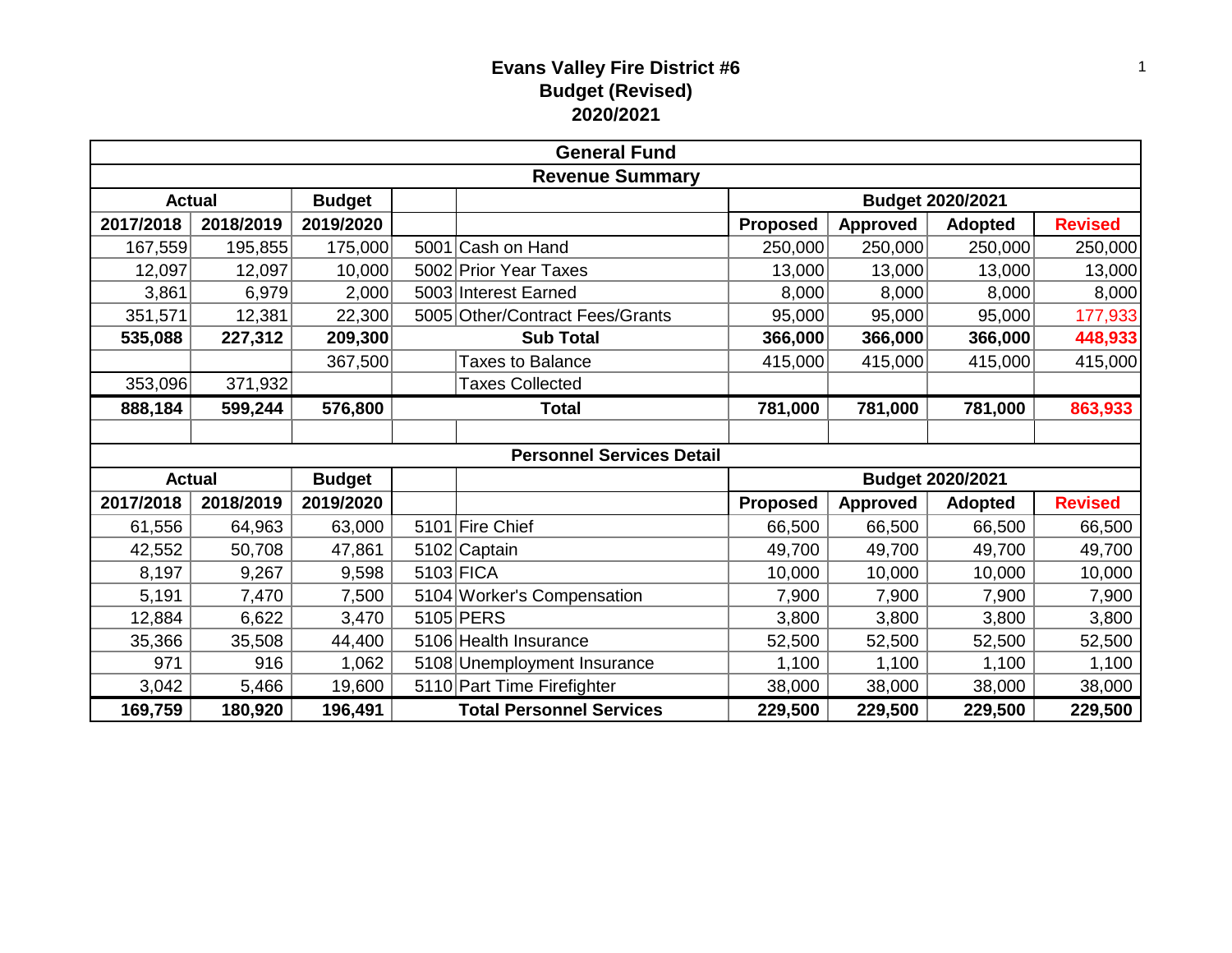# Evans Valley Fire District #6
## Budget (Revised)
## 2020/2021

| General Fund | | | | | | | | |
|---|---|---|---|---|---|---|---|---|
| **Revenue Summary** | | | | | | | | |
| **Actual** | | **Budget** | | | **Budget 2020/2021** | | | |
| **2017/2018** | **2018/2019** | **2019/2020** | | | **Proposed** | **Approved** | **Adopted** | **Revised** |
| 167,559 | 195,855 | 175,000 | 5001 | Cash on Hand | 250,000 | 250,000 | 250,000 | 250,000 |
| 12,097 | 12,097 | 10,000 | 5002 | Prior Year Taxes | 13,000 | 13,000 | 13,000 | 13,000 |
| 3,861 | 6,979 | 2,000 | 5003 | Interest Earned | 8,000 | 8,000 | 8,000 | 8,000 |
| 351,571 | 12,381 | 22,300 | 5005 | Other/Contract Fees/Grants | 95,000 | 95,000 | 95,000 | 177,933 |
| **535,088** | **227,312** | **209,300** | | **Sub Total** | **366,000** | **366,000** | **366,000** | **448,933** |
| | | 367,500 | | Taxes to Balance | 415,000 | 415,000 | 415,000 | 415,000 |
| 353,096 | 371,932 | | | Taxes Collected | | | | |
| **888,184** | **599,244** | **576,800** | | **Total** | **781,000** | **781,000** | **781,000** | **863,933** |

| Personnel Services Detail | | | | | | | | |
|---|---|---|---|---|---|---|---|---|
| **Actual** | | **Budget** | | | **Budget 2020/2021** | | | |
| **2017/2018** | **2018/2019** | **2019/2020** | | | **Proposed** | **Approved** | **Adopted** | **Revised** |
| 61,556 | 64,963 | 63,000 | 5101 | Fire Chief | 66,500 | 66,500 | 66,500 | 66,500 |
| 42,552 | 50,708 | 47,861 | 5102 | Captain | 49,700 | 49,700 | 49,700 | 49,700 |
| 8,197 | 9,267 | 9,598 | 5103 | FICA | 10,000 | 10,000 | 10,000 | 10,000 |
| 5,191 | 7,470 | 7,500 | 5104 | Worker's Compensation | 7,900 | 7,900 | 7,900 | 7,900 |
| 12,884 | 6,622 | 3,470 | 5105 | PERS | 3,800 | 3,800 | 3,800 | 3,800 |
| 35,366 | 35,508 | 44,400 | 5106 | Health Insurance | 52,500 | 52,500 | 52,500 | 52,500 |
| 971 | 916 | 1,062 | 5108 | Unemployment Insurance | 1,100 | 1,100 | 1,100 | 1,100 |
| 3,042 | 5,466 | 19,600 | 5110 | Part Time Firefighter | 38,000 | 38,000 | 38,000 | 38,000 |
| **169,759** | **180,920** | **196,491** | | **Total Personnel Services** | **229,500** | **229,500** | **229,500** | **229,500** |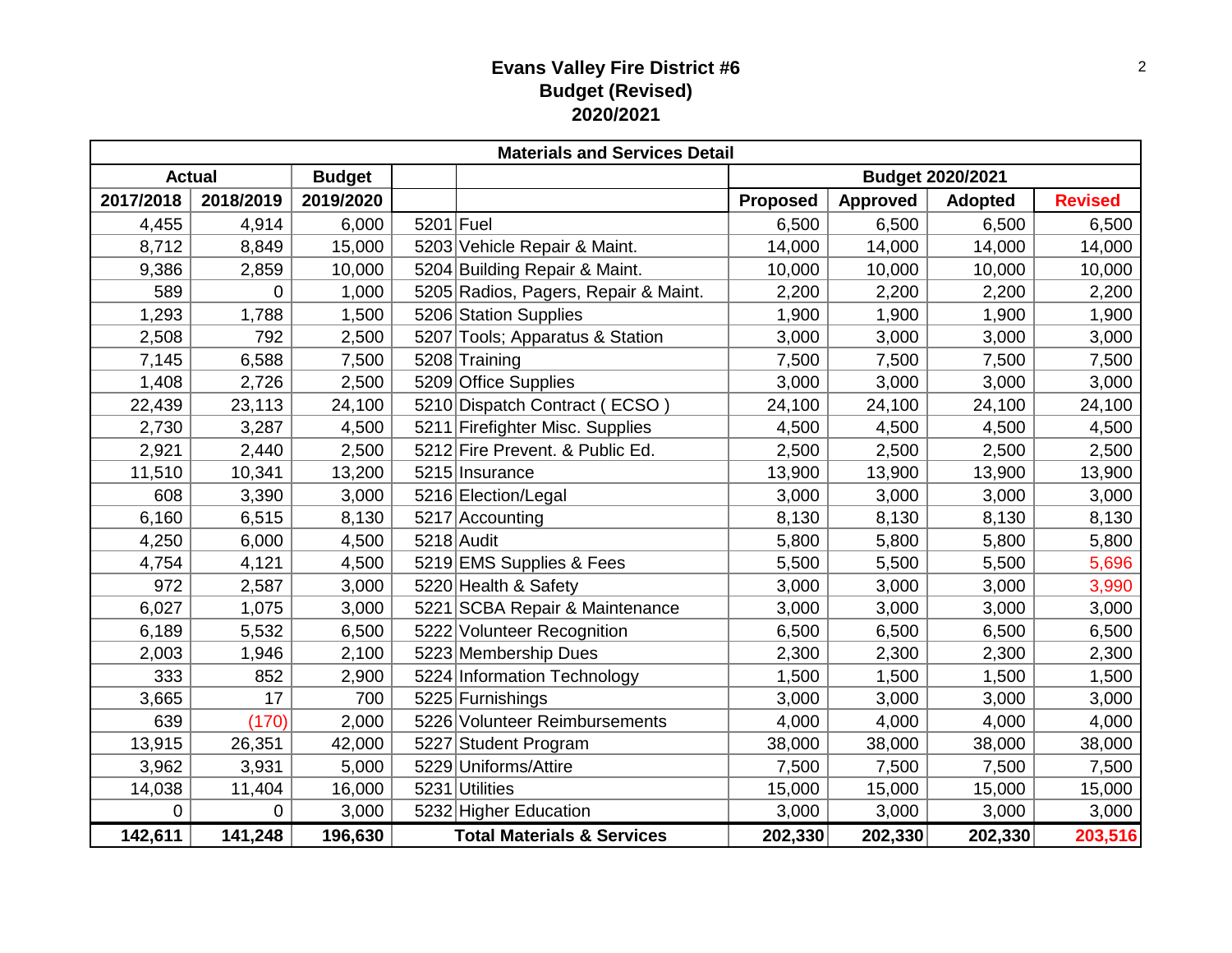# Evans Valley Fire District #6
## Budget (Revised)
## 2020/2021

| Materials and Services Detail | | | | | | | | |
|---|---|---|---|---|---|---|---|---|
| Actual | | Budget | | | Budget 2020/2021 | | | |
| 2017/2018 | 2018/2019 | 2019/2020 | | | Proposed | Approved | Adopted | Revised |
| 4,455 | 4,914 | 6,000 | 5201 | Fuel | 6,500 | 6,500 | 6,500 | 6,500 |
| 8,712 | 8,849 | 15,000 | 5203 | Vehicle Repair & Maint. | 14,000 | 14,000 | 14,000 | 14,000 |
| 9,386 | 2,859 | 10,000 | 5204 | Building Repair & Maint. | 10,000 | 10,000 | 10,000 | 10,000 |
| 589 | 0 | 1,000 | 5205 | Radios, Pagers, Repair & Maint. | 2,200 | 2,200 | 2,200 | 2,200 |
| 1,293 | 1,788 | 1,500 | 5206 | Station Supplies | 1,900 | 1,900 | 1,900 | 1,900 |
| 2,508 | 792 | 2,500 | 5207 | Tools; Apparatus & Station | 3,000 | 3,000 | 3,000 | 3,000 |
| 7,145 | 6,588 | 7,500 | 5208 | Training | 7,500 | 7,500 | 7,500 | 7,500 |
| 1,408 | 2,726 | 2,500 | 5209 | Office Supplies | 3,000 | 3,000 | 3,000 | 3,000 |
| 22,439 | 23,113 | 24,100 | 5210 | Dispatch Contract ( ECSO ) | 24,100 | 24,100 | 24,100 | 24,100 |
| 2,730 | 3,287 | 4,500 | 5211 | Firefighter Misc. Supplies | 4,500 | 4,500 | 4,500 | 4,500 |
| 2,921 | 2,440 | 2,500 | 5212 | Fire Prevent. & Public Ed. | 2,500 | 2,500 | 2,500 | 2,500 |
| 11,510 | 10,341 | 13,200 | 5215 | Insurance | 13,900 | 13,900 | 13,900 | 13,900 |
| 608 | 3,390 | 3,000 | 5216 | Election/Legal | 3,000 | 3,000 | 3,000 | 3,000 |
| 6,160 | 6,515 | 8,130 | 5217 | Accounting | 8,130 | 8,130 | 8,130 | 8,130 |
| 4,250 | 6,000 | 4,500 | 5218 | Audit | 5,800 | 5,800 | 5,800 | 5,800 |
| 4,754 | 4,121 | 4,500 | 5219 | EMS Supplies & Fees | 5,500 | 5,500 | 5,500 | 5,696 |
| 972 | 2,587 | 3,000 | 5220 | Health & Safety | 3,000 | 3,000 | 3,000 | 3,990 |
| 6,027 | 1,075 | 3,000 | 5221 | SCBA Repair & Maintenance | 3,000 | 3,000 | 3,000 | 3,000 |
| 6,189 | 5,532 | 6,500 | 5222 | Volunteer Recognition | 6,500 | 6,500 | 6,500 | 6,500 |
| 2,003 | 1,946 | 2,100 | 5223 | Membership Dues | 2,300 | 2,300 | 2,300 | 2,300 |
| 333 | 852 | 2,900 | 5224 | Information Technology | 1,500 | 1,500 | 1,500 | 1,500 |
| 3,665 | 17 | 700 | 5225 | Furnishings | 3,000 | 3,000 | 3,000 | 3,000 |
| 639 | (170) | 2,000 | 5226 | Volunteer Reimbursements | 4,000 | 4,000 | 4,000 | 4,000 |
| 13,915 | 26,351 | 42,000 | 5227 | Student Program | 38,000 | 38,000 | 38,000 | 38,000 |
| 3,962 | 3,931 | 5,000 | 5229 | Uniforms/Attire | 7,500 | 7,500 | 7,500 | 7,500 |
| 14,038 | 11,404 | 16,000 | 5231 | Utilities | 15,000 | 15,000 | 15,000 | 15,000 |
| 0 | 0 | 3,000 | 5232 | Higher Education | 3,000 | 3,000 | 3,000 | 3,000 |
| **142,611** | **141,248** | **196,630** | | **Total Materials & Services** | **202,330** | **202,330** | **202,330** | **203,516** |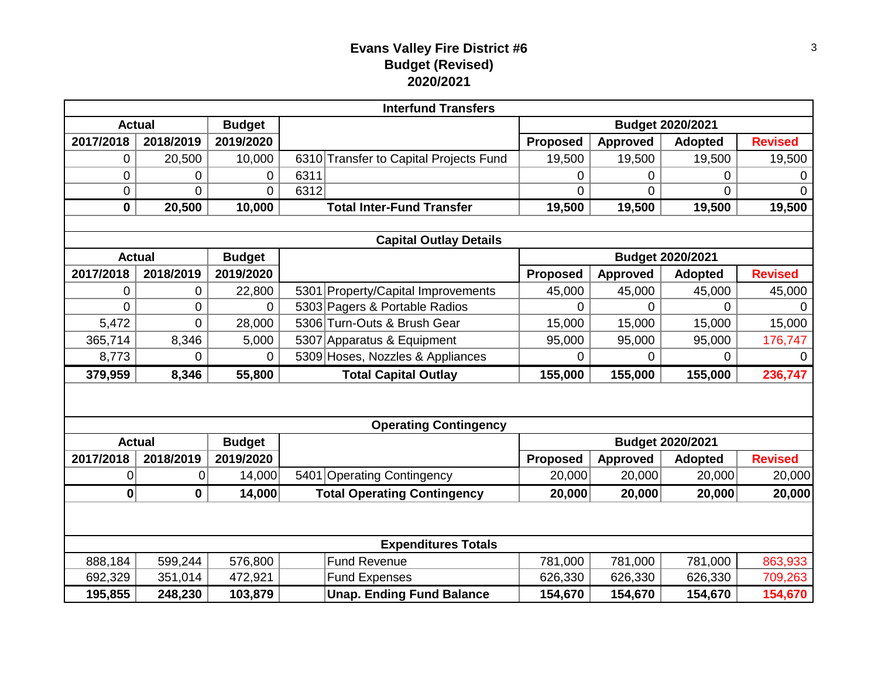# Evans Valley Fire District #6
## Budget (Revised)
## 2020/2021

| Interfund Transfers | | | | | | | | |
|---|---|---|---|---|---|---|---|---|
| Actual | | Budget | | | Budget 2020/2021 | | | |
| 2017/2018 | 2018/2019 | 2019/2020 | | | Proposed | Approved | Adopted | Revised |
| 0 | 20,500 | 10,000 | 6310 | Transfer to Capital Projects Fund | 19,500 | 19,500 | 19,500 | 19,500 |
| 0 | 0 | 0 | 6311 | | 0 | 0 | 0 | 0 |
| 0 | 0 | 0 | 6312 | | 0 | 0 | 0 | 0 |
| **0** | **20,500** | **10,000** | | **Total Inter-Fund Transfer** | **19,500** | **19,500** | **19,500** | **19,500** |

| Capital Outlay Details | | | | | | | | |
|---|---|---|---|---|---|---|---|---|
| Actual | | Budget | | | Budget 2020/2021 | | | |
| 2017/2018 | 2018/2019 | 2019/2020 | | | Proposed | Approved | Adopted | Revised |
| 0 | 0 | 22,800 | 5301 | Property/Capital Improvements | 45,000 | 45,000 | 45,000 | 45,000 |
| 0 | 0 | 0 | 5303 | Pagers & Portable Radios | 0 | 0 | 0 | 0 |
| 5,472 | 0 | 28,000 | 5306 | Turn-Outs & Brush Gear | 15,000 | 15,000 | 15,000 | 15,000 |
| 365,714 | 8,346 | 5,000 | 5307 | Apparatus & Equipment | 95,000 | 95,000 | 95,000 | 176,747 |
| 8,773 | 0 | 0 | 5309 | Hoses, Nozzles & Appliances | 0 | 0 | 0 | 0 |
| **379,959** | **8,346** | **55,800** | | **Total Capital Outlay** | **155,000** | **155,000** | **155,000** | **236,747** |

| Operating Contingency | | | | | | | | |
|---|---|---|---|---|---|---|---|---|
| Actual | | Budget | | | Budget 2020/2021 | | | |
| 2017/2018 | 2018/2019 | 2019/2020 | | | Proposed | Approved | Adopted | Revised |
| 0 | 0 | 14,000 | 5401 | Operating Contingency | 20,000 | 20,000 | 20,000 | 20,000 |
| **0** | **0** | **14,000** | | **Total Operating Contingency** | **20,000** | **20,000** | **20,000** | **20,000** |

| Expenditures Totals | | | | | | | | |
|---|---|---|---|---|---|---|---|---|
| 888,184 | 599,244 | 576,800 | | Fund Revenue | 781,000 | 781,000 | 781,000 | 863,933 |
| 692,329 | 351,014 | 472,921 | | Fund Expenses | 626,330 | 626,330 | 626,330 | 709,263 |
| **195,855** | **248,230** | **103,879** | | **Unap. Ending Fund Balance** | **154,670** | **154,670** | **154,670** | **154,670** |